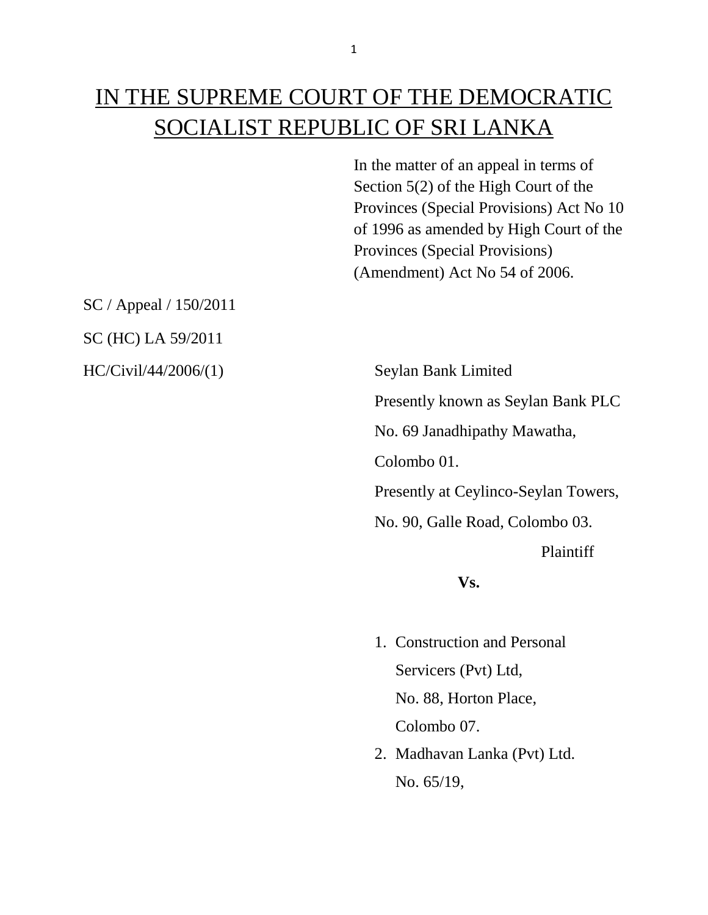# IN THE SUPREME COURT OF THE DEMOCRATIC SOCIALIST REPUBLIC OF SRI LANKA

In the matter of an appeal in terms of Section 5(2) of the High Court of the Provinces (Special Provisions) Act No 10 of 1996 as amended by High Court of the Provinces (Special Provisions) (Amendment) Act No 54 of 2006.

SC / Appeal / 150/2011

SC (HC) LA 59/2011

HC/Civil/44/2006/(1)

Seylan Bank Limited
Presently known as Seylan Bank PLC
No. 69 Janadhipathy Mawatha,
Colombo 01.
Presently at Ceylinco-Seylan Towers,
No. 90, Galle Road, Colombo 03.

Plaintiff

**Vs.**

1. Construction and Personal Servicers (Pvt) Ltd,
   No. 88, Horton Place,
   Colombo 07.
2. Madhavan Lanka (Pvt) Ltd.
   No. 65/19,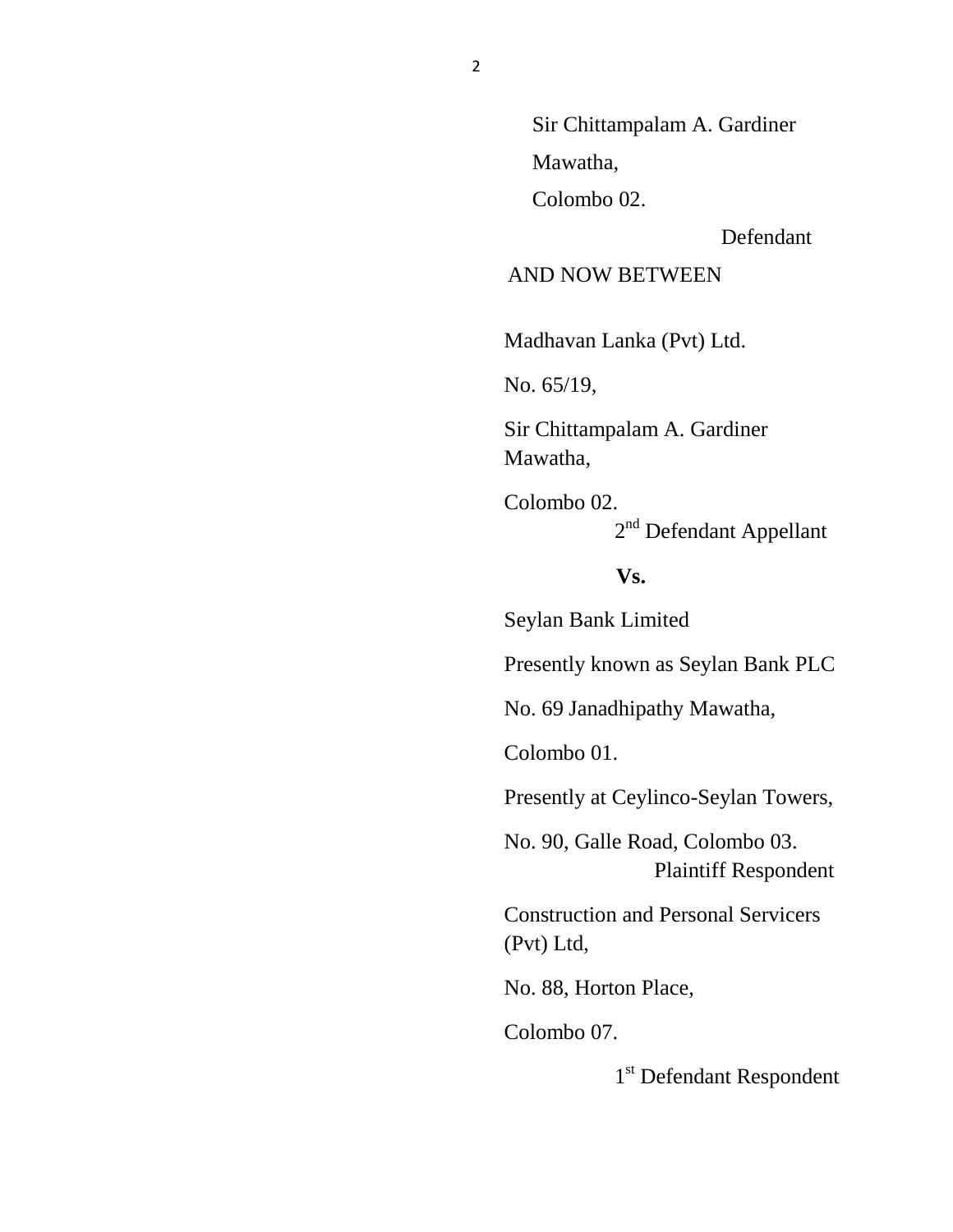Sir Chittampalam A. Gardiner

Mawatha,

Colombo 02.

Defendant

AND NOW BETWEEN

Madhavan Lanka (Pvt) Ltd.

No. 65/19,

Sir Chittampalam A. Gardiner Mawatha,

Colombo 02.

2nd Defendant Appellant

**Vs.**

Seylan Bank Limited

Presently known as Seylan Bank PLC

No. 69 Janadhipathy Mawatha,

Colombo 01.

Presently at Ceylinco-Seylan Towers,

No. 90, Galle Road, Colombo 03.

Plaintiff Respondent

Construction and Personal Servicers (Pvt) Ltd,

No. 88, Horton Place,

Colombo 07.

1st Defendant Respondent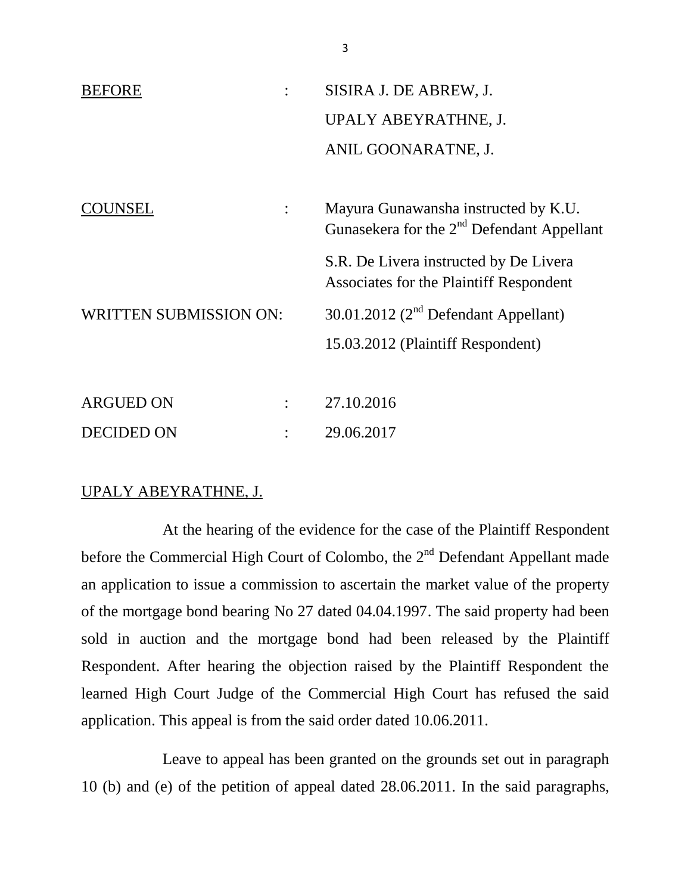| | | |
|---|---|---|
| BEFORE | : | SISIRA J. DE ABREW, J. |
| | | UPALY ABEYRATHNE, J. |
| | | ANIL GOONARATNE, J. |
| COUNSEL | : | Mayura Gunawansha instructed by K.U. Gunasekera for the 2nd Defendant Appellant |
| | | S.R. De Livera instructed by De Livera Associates for the Plaintiff Respondent |
| WRITTEN SUBMISSION ON: | | 30.01.2012 (2nd Defendant Appellant) |
| | | 15.03.2012 (Plaintiff Respondent) |
| ARGUED ON | : | 27.10.2016 |
| DECIDED ON | : | 29.06.2017 |

UPALY ABEYRATHNE, J.

At the hearing of the evidence for the case of the Plaintiff Respondent before the Commercial High Court of Colombo, the 2nd Defendant Appellant made an application to issue a commission to ascertain the market value of the property of the mortgage bond bearing No 27 dated 04.04.1997. The said property had been sold in auction and the mortgage bond had been released by the Plaintiff Respondent. After hearing the objection raised by the Plaintiff Respondent the learned High Court Judge of the Commercial High Court has refused the said application. This appeal is from the said order dated 10.06.2011.

Leave to appeal has been granted on the grounds set out in paragraph 10 (b) and (e) of the petition of appeal dated 28.06.2011. In the said paragraphs,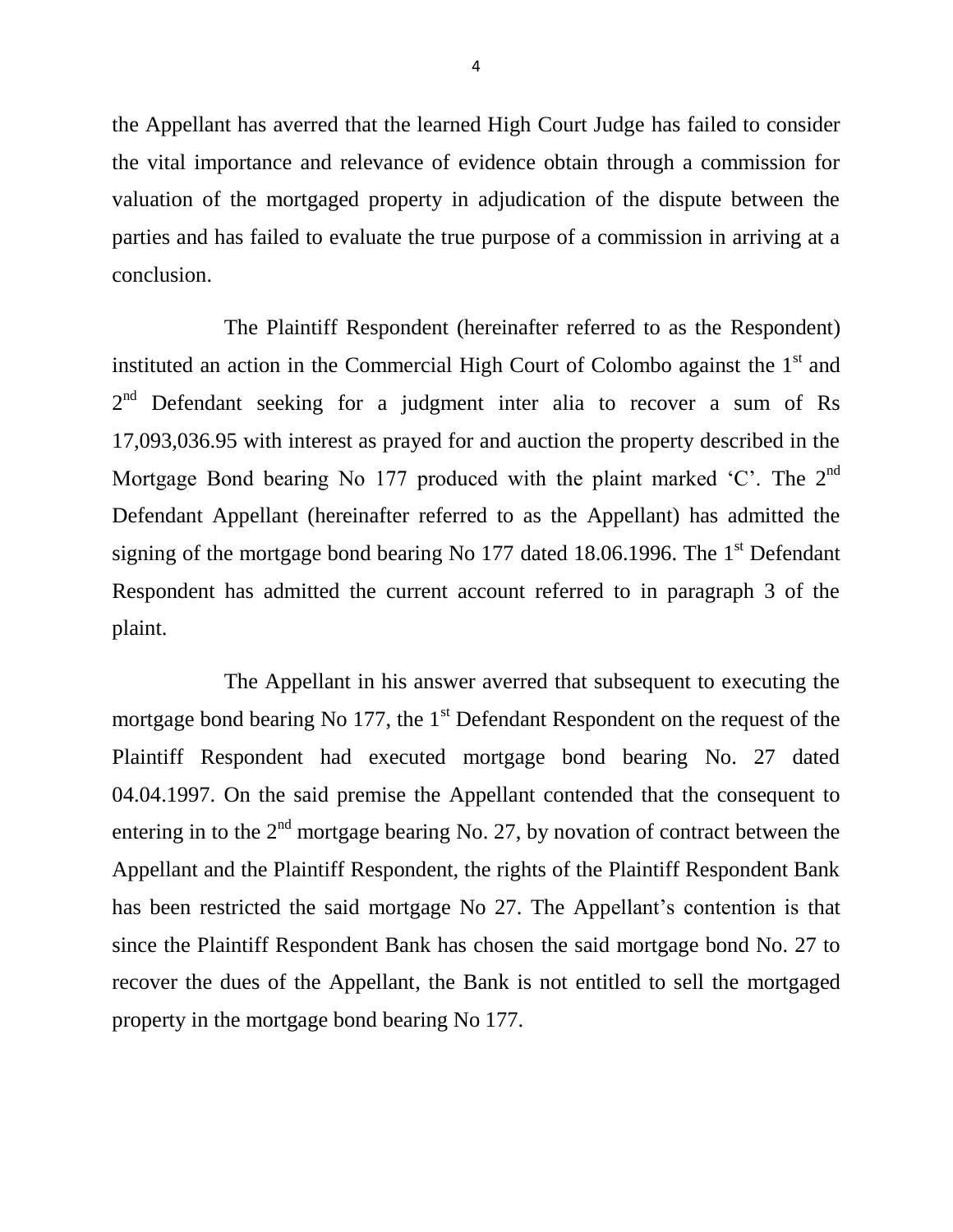the Appellant has averred that the learned High Court Judge has failed to consider the vital importance and relevance of evidence obtain through a commission for valuation of the mortgaged property in adjudication of the dispute between the parties and has failed to evaluate the true purpose of a commission in arriving at a conclusion.

The Plaintiff Respondent (hereinafter referred to as the Respondent) instituted an action in the Commercial High Court of Colombo against the 1st and 2nd Defendant seeking for a judgment inter alia to recover a sum of Rs 17,093,036.95 with interest as prayed for and auction the property described in the Mortgage Bond bearing No 177 produced with the plaint marked 'C'. The 2nd Defendant Appellant (hereinafter referred to as the Appellant) has admitted the signing of the mortgage bond bearing No 177 dated 18.06.1996. The 1st Defendant Respondent has admitted the current account referred to in paragraph 3 of the plaint.

The Appellant in his answer averred that subsequent to executing the mortgage bond bearing No 177, the 1st Defendant Respondent on the request of the Plaintiff Respondent had executed mortgage bond bearing No. 27 dated 04.04.1997. On the said premise the Appellant contended that the consequent to entering in to the 2nd mortgage bearing No. 27, by novation of contract between the Appellant and the Plaintiff Respondent, the rights of the Plaintiff Respondent Bank has been restricted the said mortgage No 27. The Appellant's contention is that since the Plaintiff Respondent Bank has chosen the said mortgage bond No. 27 to recover the dues of the Appellant, the Bank is not entitled to sell the mortgaged property in the mortgage bond bearing No 177.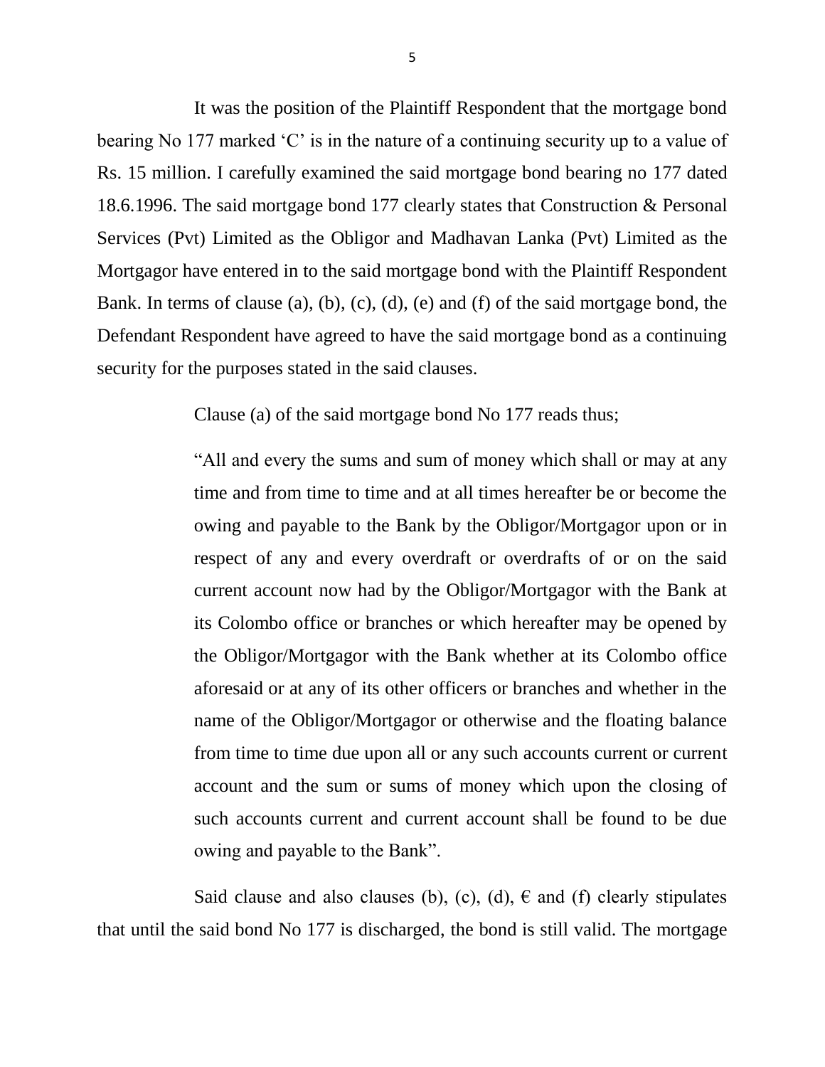It was the position of the Plaintiff Respondent that the mortgage bond bearing No 177 marked 'C' is in the nature of a continuing security up to a value of Rs. 15 million. I carefully examined the said mortgage bond bearing no 177 dated 18.6.1996. The said mortgage bond 177 clearly states that Construction & Personal Services (Pvt) Limited as the Obligor and Madhavan Lanka (Pvt) Limited as the Mortgagor have entered in to the said mortgage bond with the Plaintiff Respondent Bank. In terms of clause (a), (b), (c), (d), (e) and (f) of the said mortgage bond, the Defendant Respondent have agreed to have the said mortgage bond as a continuing security for the purposes stated in the said clauses.

Clause (a) of the said mortgage bond No 177 reads thus;

> "All and every the sums and sum of money which shall or may at any time and from time to time and at all times hereafter be or become the owing and payable to the Bank by the Obligor/Mortgagor upon or in respect of any and every overdraft or overdrafts of or on the said current account now had by the Obligor/Mortgagor with the Bank at its Colombo office or branches or which hereafter may be opened by the Obligor/Mortgagor with the Bank whether at its Colombo office aforesaid or at any of its other officers or branches and whether in the name of the Obligor/Mortgagor or otherwise and the floating balance from time to time due upon all or any such accounts current or current account and the sum or sums of money which upon the closing of such accounts current and current account shall be found to be due owing and payable to the Bank".

Said clause and also clauses (b), (c), (d), € and (f) clearly stipulates that until the said bond No 177 is discharged, the bond is still valid. The mortgage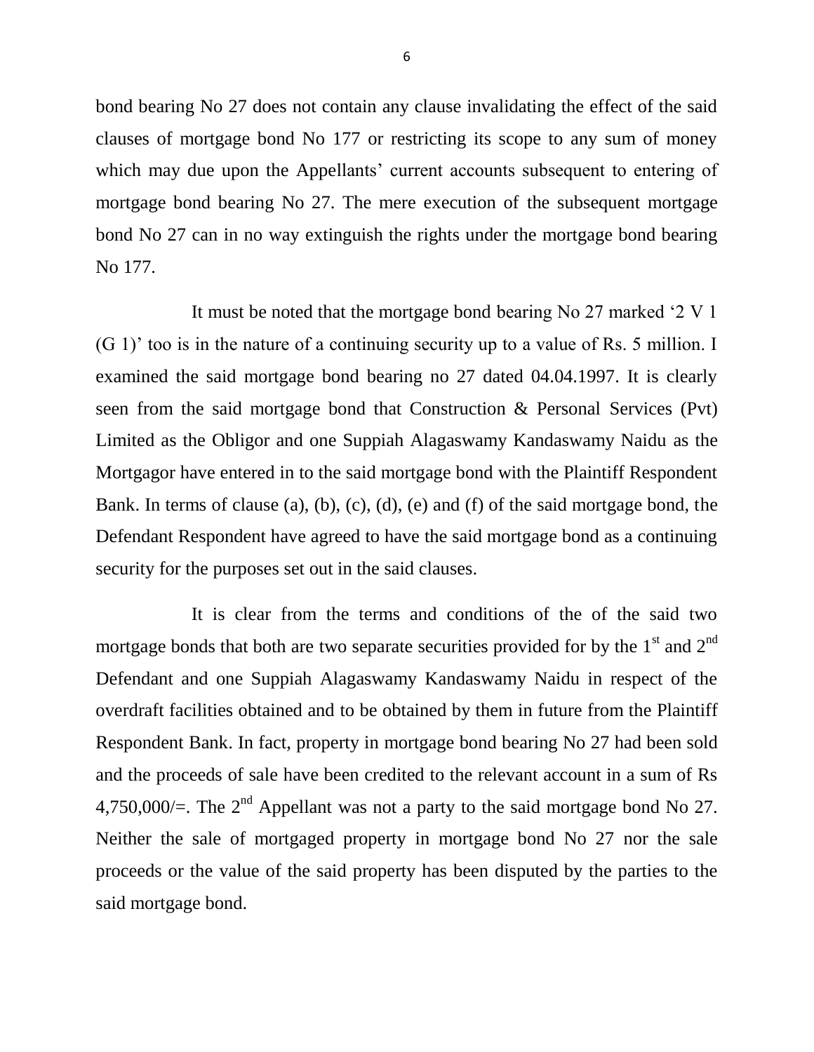bond bearing No 27 does not contain any clause invalidating the effect of the said clauses of mortgage bond No 177 or restricting its scope to any sum of money which may due upon the Appellants' current accounts subsequent to entering of mortgage bond bearing No 27. The mere execution of the subsequent mortgage bond No 27 can in no way extinguish the rights under the mortgage bond bearing No 177.

It must be noted that the mortgage bond bearing No 27 marked '2 V 1 (G 1)' too is in the nature of a continuing security up to a value of Rs. 5 million. I examined the said mortgage bond bearing no 27 dated 04.04.1997. It is clearly seen from the said mortgage bond that Construction & Personal Services (Pvt) Limited as the Obligor and one Suppiah Alagaswamy Kandaswamy Naidu as the Mortgagor have entered in to the said mortgage bond with the Plaintiff Respondent Bank. In terms of clause (a), (b), (c), (d), (e) and (f) of the said mortgage bond, the Defendant Respondent have agreed to have the said mortgage bond as a continuing security for the purposes set out in the said clauses.

It is clear from the terms and conditions of the of the said two mortgage bonds that both are two separate securities provided for by the 1st and 2nd Defendant and one Suppiah Alagaswamy Kandaswamy Naidu in respect of the overdraft facilities obtained and to be obtained by them in future from the Plaintiff Respondent Bank. In fact, property in mortgage bond bearing No 27 had been sold and the proceeds of sale have been credited to the relevant account in a sum of Rs 4,750,000/=. The 2nd Appellant was not a party to the said mortgage bond No 27. Neither the sale of mortgaged property in mortgage bond No 27 nor the sale proceeds or the value of the said property has been disputed by the parties to the said mortgage bond.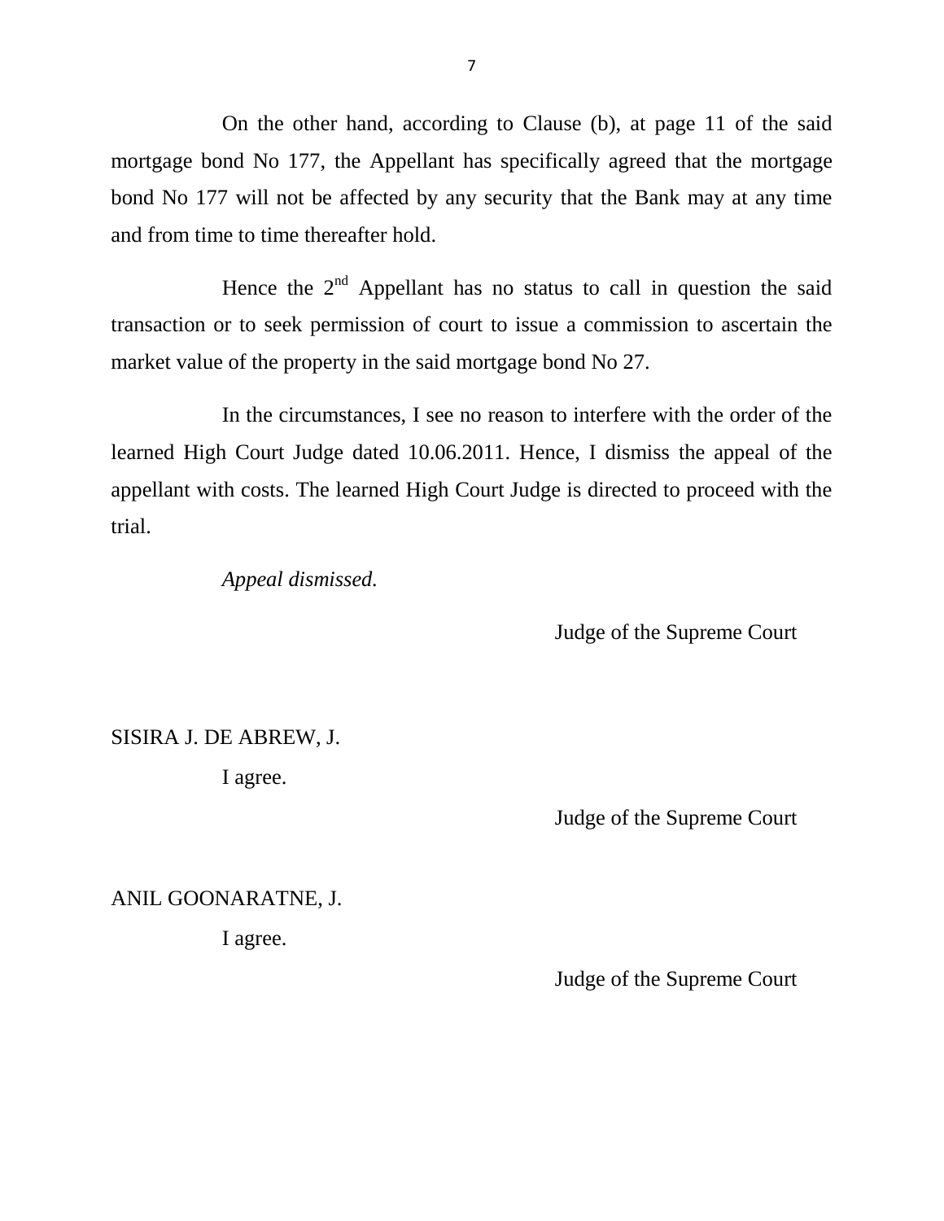On the other hand, according to Clause (b), at page 11 of the said mortgage bond No 177, the Appellant has specifically agreed that the mortgage bond No 177 will not be affected by any security that the Bank may at any time and from time to time thereafter hold.

Hence the 2nd Appellant has no status to call in question the said transaction or to seek permission of court to issue a commission to ascertain the market value of the property in the said mortgage bond No 27.

In the circumstances, I see no reason to interfere with the order of the learned High Court Judge dated 10.06.2011. Hence, I dismiss the appeal of the appellant with costs. The learned High Court Judge is directed to proceed with the trial.

*Appeal dismissed.*

Judge of the Supreme Court

SISIRA J. DE ABREW, J.

I agree.

Judge of the Supreme Court

ANIL GOONARATNE, J.

I agree.

Judge of the Supreme Court